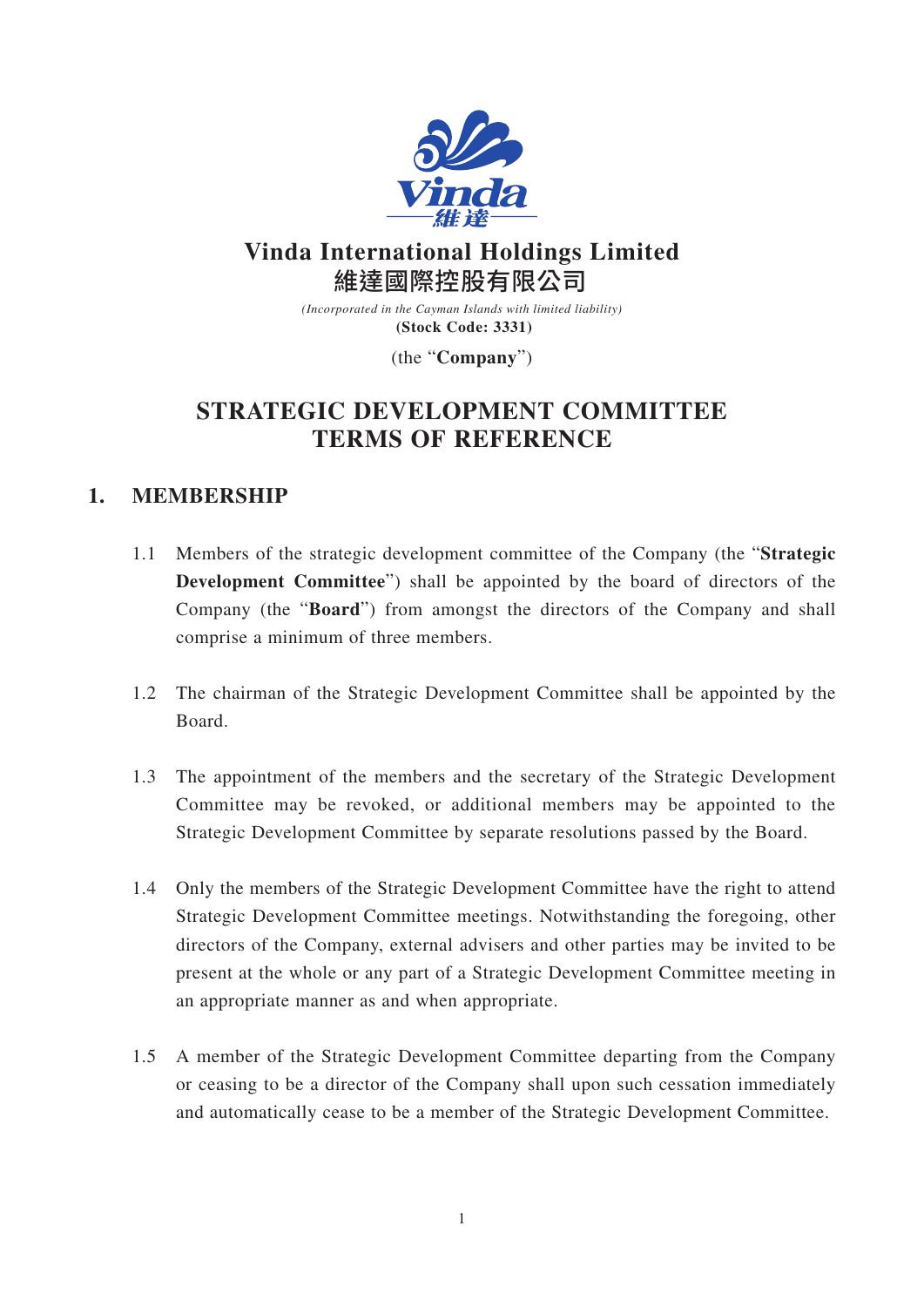# Vinda International Holdings Limited
# 維達國際控股有限公司

*(Incorporated in the Cayman Islands with limited liability)*
**(Stock Code: 3331)**

(the "**Company**")

# STRATEGIC DEVELOPMENT COMMITTEE TERMS OF REFERENCE

## 1. MEMBERSHIP

1.1 Members of the strategic development committee of the Company (the "**Strategic Development Committee**") shall be appointed by the board of directors of the Company (the "**Board**") from amongst the directors of the Company and shall comprise a minimum of three members.

1.2 The chairman of the Strategic Development Committee shall be appointed by the Board.

1.3 The appointment of the members and the secretary of the Strategic Development Committee may be revoked, or additional members may be appointed to the Strategic Development Committee by separate resolutions passed by the Board.

1.4 Only the members of the Strategic Development Committee have the right to attend Strategic Development Committee meetings. Notwithstanding the foregoing, other directors of the Company, external advisers and other parties may be invited to be present at the whole or any part of a Strategic Development Committee meeting in an appropriate manner as and when appropriate.

1.5 A member of the Strategic Development Committee departing from the Company or ceasing to be a director of the Company shall upon such cessation immediately and automatically cease to be a member of the Strategic Development Committee.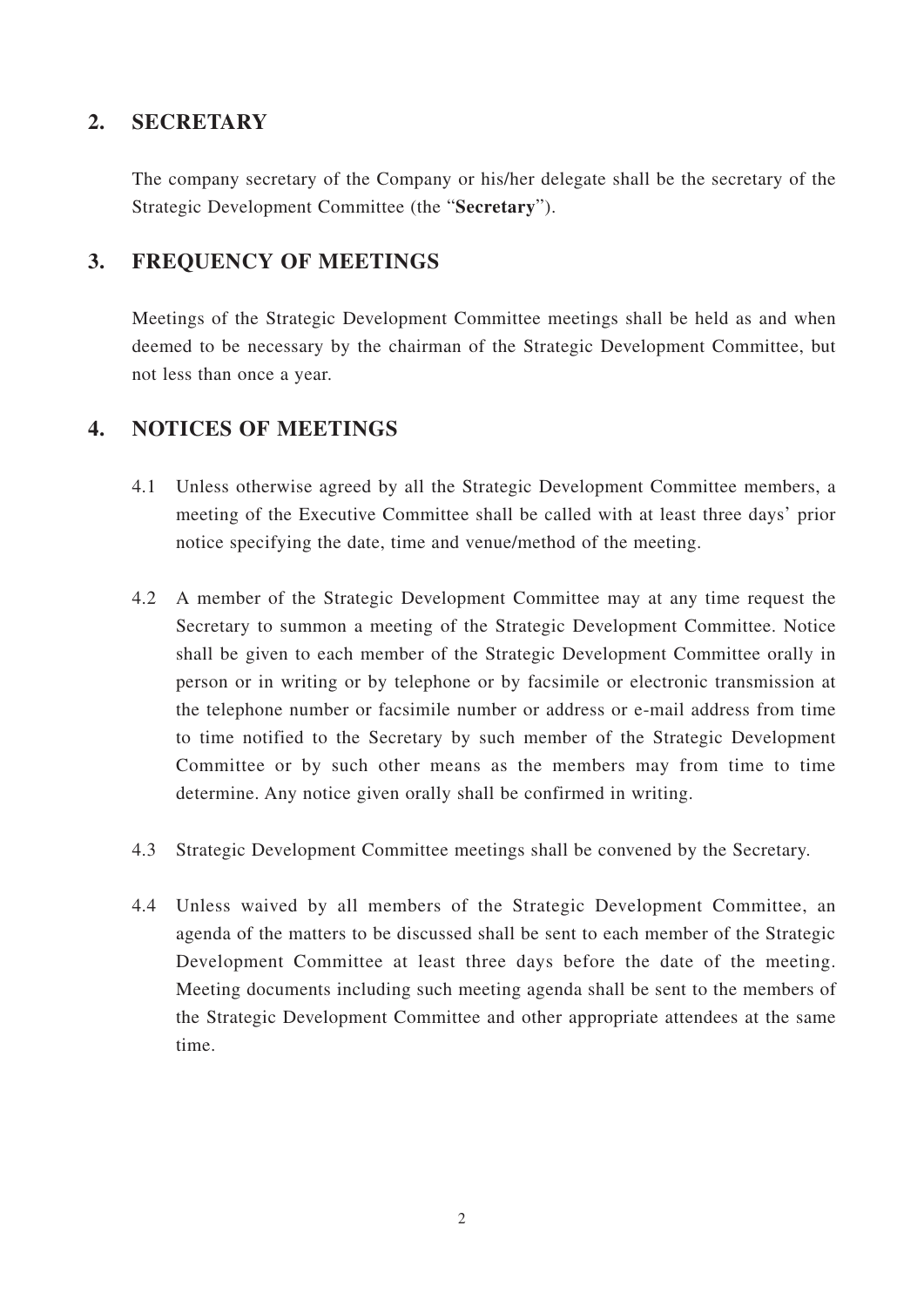## 2. SECRETARY

The company secretary of the Company or his/her delegate shall be the secretary of the Strategic Development Committee (the "**Secretary**").

## 3. FREQUENCY OF MEETINGS

Meetings of the Strategic Development Committee meetings shall be held as and when deemed to be necessary by the chairman of the Strategic Development Committee, but not less than once a year.

## 4. NOTICES OF MEETINGS

4.1 Unless otherwise agreed by all the Strategic Development Committee members, a meeting of the Executive Committee shall be called with at least three days' prior notice specifying the date, time and venue/method of the meeting.

4.2 A member of the Strategic Development Committee may at any time request the Secretary to summon a meeting of the Strategic Development Committee. Notice shall be given to each member of the Strategic Development Committee orally in person or in writing or by telephone or by facsimile or electronic transmission at the telephone number or facsimile number or address or e-mail address from time to time notified to the Secretary by such member of the Strategic Development Committee or by such other means as the members may from time to time determine. Any notice given orally shall be confirmed in writing.

4.3 Strategic Development Committee meetings shall be convened by the Secretary.

4.4 Unless waived by all members of the Strategic Development Committee, an agenda of the matters to be discussed shall be sent to each member of the Strategic Development Committee at least three days before the date of the meeting. Meeting documents including such meeting agenda shall be sent to the members of the Strategic Development Committee and other appropriate attendees at the same time.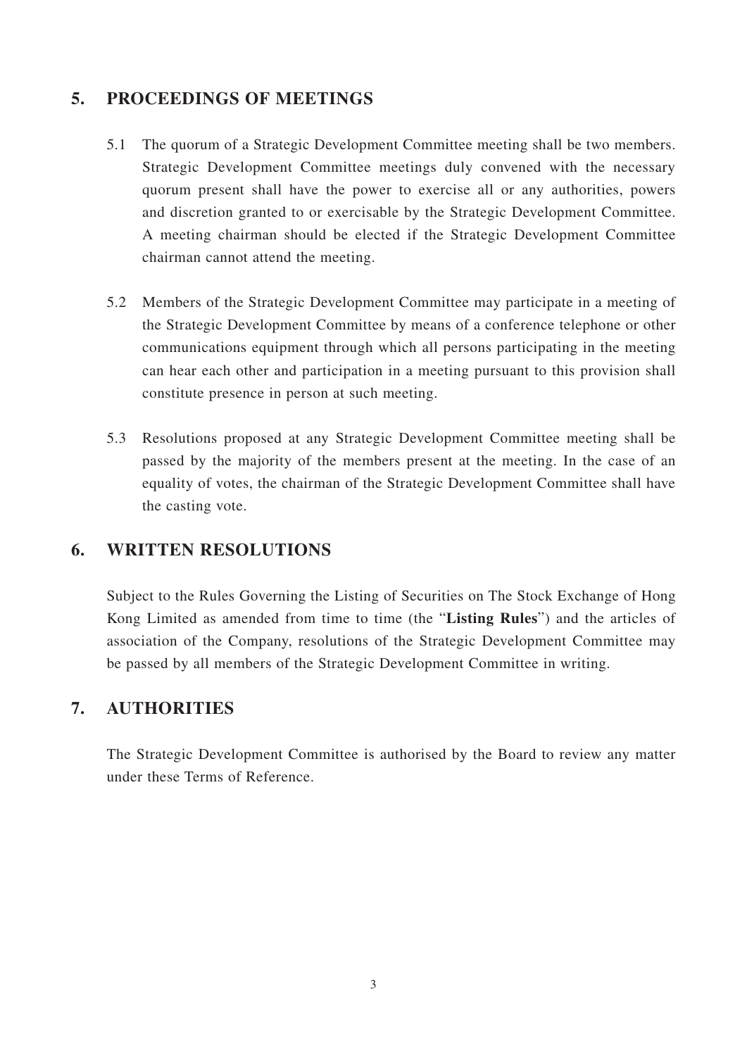## 5. PROCEEDINGS OF MEETINGS

5.1 The quorum of a Strategic Development Committee meeting shall be two members. Strategic Development Committee meetings duly convened with the necessary quorum present shall have the power to exercise all or any authorities, powers and discretion granted to or exercisable by the Strategic Development Committee. A meeting chairman should be elected if the Strategic Development Committee chairman cannot attend the meeting.

5.2 Members of the Strategic Development Committee may participate in a meeting of the Strategic Development Committee by means of a conference telephone or other communications equipment through which all persons participating in the meeting can hear each other and participation in a meeting pursuant to this provision shall constitute presence in person at such meeting.

5.3 Resolutions proposed at any Strategic Development Committee meeting shall be passed by the majority of the members present at the meeting. In the case of an equality of votes, the chairman of the Strategic Development Committee shall have the casting vote.

## 6. WRITTEN RESOLUTIONS

Subject to the Rules Governing the Listing of Securities on The Stock Exchange of Hong Kong Limited as amended from time to time (the "**Listing Rules**") and the articles of association of the Company, resolutions of the Strategic Development Committee may be passed by all members of the Strategic Development Committee in writing.

## 7. AUTHORITIES

The Strategic Development Committee is authorised by the Board to review any matter under these Terms of Reference.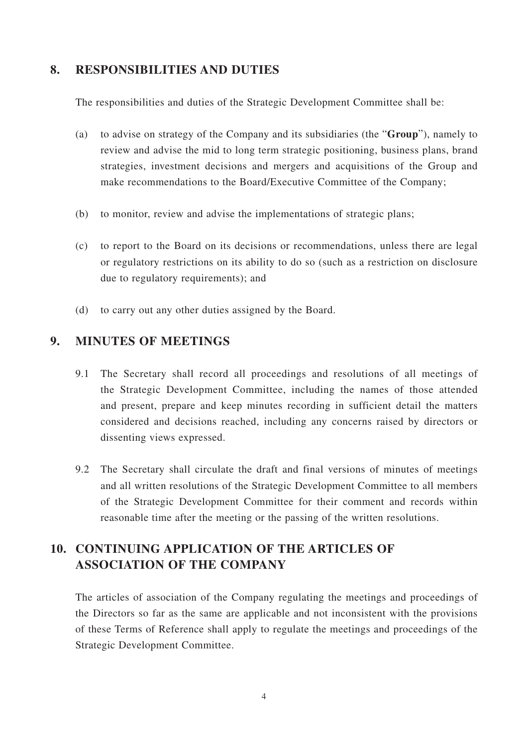## 8. RESPONSIBILITIES AND DUTIES

The responsibilities and duties of the Strategic Development Committee shall be:

(a) to advise on strategy of the Company and its subsidiaries (the "**Group**"), namely to review and advise the mid to long term strategic positioning, business plans, brand strategies, investment decisions and mergers and acquisitions of the Group and make recommendations to the Board/Executive Committee of the Company;

(b) to monitor, review and advise the implementations of strategic plans;

(c) to report to the Board on its decisions or recommendations, unless there are legal or regulatory restrictions on its ability to do so (such as a restriction on disclosure due to regulatory requirements); and

(d) to carry out any other duties assigned by the Board.

## 9. MINUTES OF MEETINGS

9.1 The Secretary shall record all proceedings and resolutions of all meetings of the Strategic Development Committee, including the names of those attended and present, prepare and keep minutes recording in sufficient detail the matters considered and decisions reached, including any concerns raised by directors or dissenting views expressed.

9.2 The Secretary shall circulate the draft and final versions of minutes of meetings and all written resolutions of the Strategic Development Committee to all members of the Strategic Development Committee for their comment and records within reasonable time after the meeting or the passing of the written resolutions.

## 10. CONTINUING APPLICATION OF THE ARTICLES OF ASSOCIATION OF THE COMPANY

The articles of association of the Company regulating the meetings and proceedings of the Directors so far as the same are applicable and not inconsistent with the provisions of these Terms of Reference shall apply to regulate the meetings and proceedings of the Strategic Development Committee.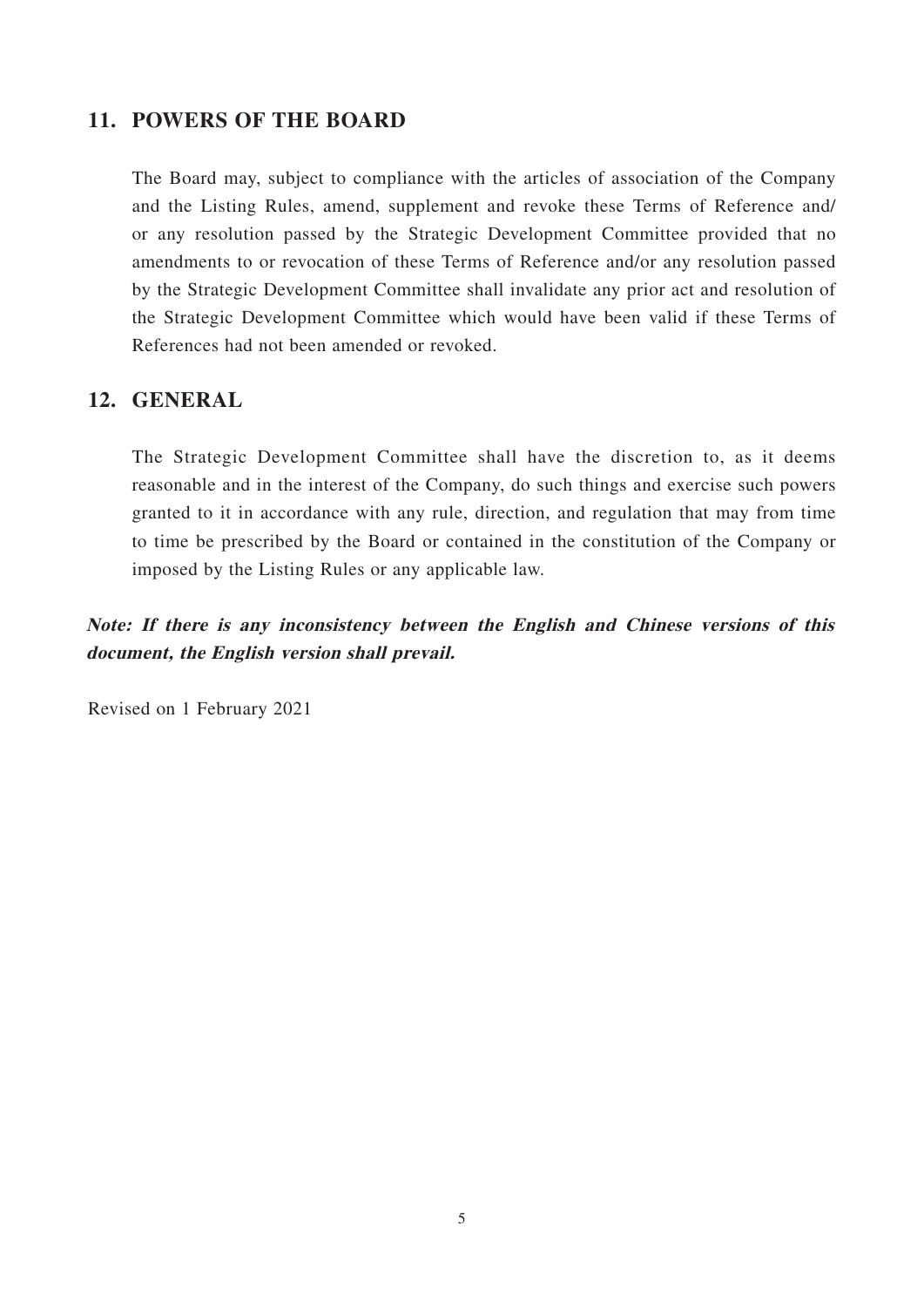## 11. POWERS OF THE BOARD

The Board may, subject to compliance with the articles of association of the Company and the Listing Rules, amend, supplement and revoke these Terms of Reference and/ or any resolution passed by the Strategic Development Committee provided that no amendments to or revocation of these Terms of Reference and/or any resolution passed by the Strategic Development Committee shall invalidate any prior act and resolution of the Strategic Development Committee which would have been valid if these Terms of References had not been amended or revoked.

## 12. GENERAL

The Strategic Development Committee shall have the discretion to, as it deems reasonable and in the interest of the Company, do such things and exercise such powers granted to it in accordance with any rule, direction, and regulation that may from time to time be prescribed by the Board or contained in the constitution of the Company or imposed by the Listing Rules or any applicable law.

***Note: If there is any inconsistency between the English and Chinese versions of this document, the English version shall prevail.***

Revised on 1 February 2021